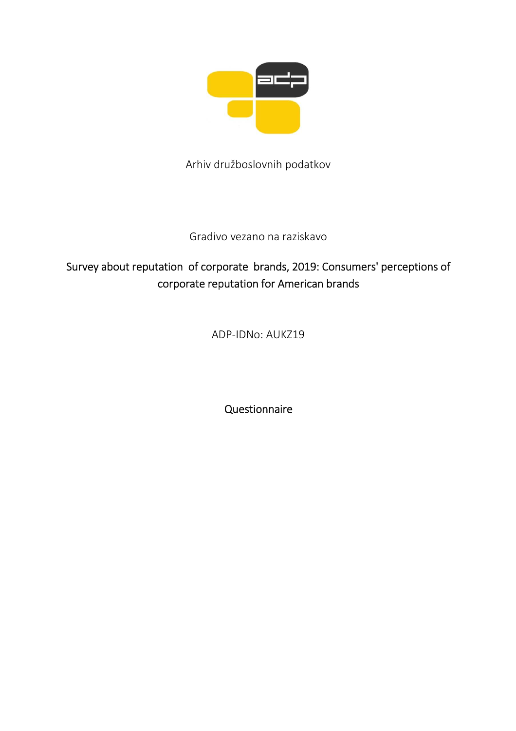Arhiv družboslovnih podatkov

Gradivo vezano na raziskavo

# Survey about reputation of corporate brands, 2019: Consumers' perceptions of corporate reputation for American brands

ADP-IDNo: AUKZ19

## Questionnaire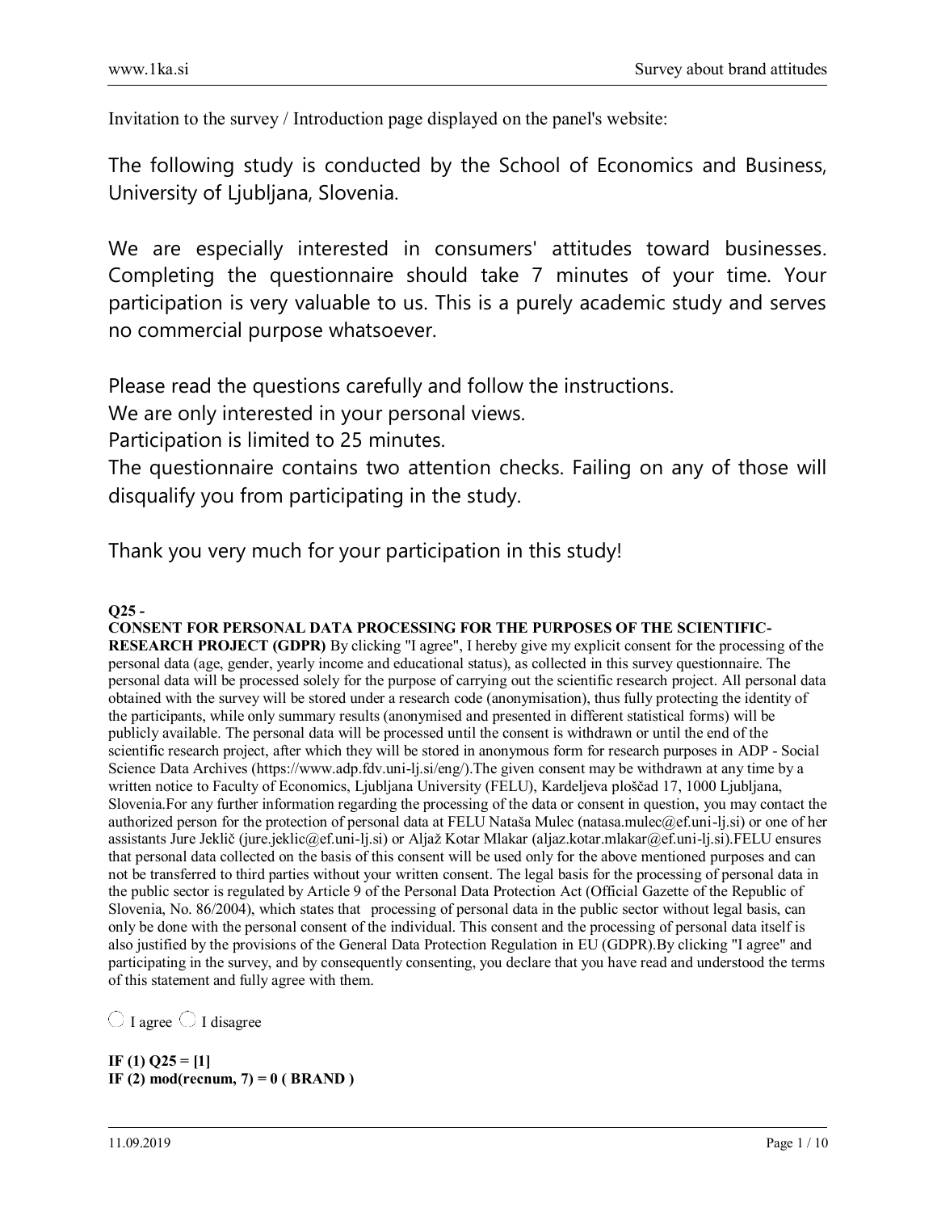Invitation to the survey / Introduction page displayed on the panel's website:

The following study is conducted by the School of Economics and Business, University of Ljubljana, Slovenia.

We are especially interested in consumers' attitudes toward businesses. Completing the questionnaire should take 7 minutes of your time. Your participation is very valuable to us. This is a purely academic study and serves no commercial purpose whatsoever.

Please read the questions carefully and follow the instructions.
We are only interested in your personal views.
Participation is limited to 25 minutes.
The questionnaire contains two attention checks. Failing on any of those will disqualify you from participating in the study.

Thank you very much for your participation in this study!

**Q25 -**
**CONSENT FOR PERSONAL DATA PROCESSING FOR THE PURPOSES OF THE SCIENTIFIC-RESEARCH PROJECT (GDPR)** By clicking "I agree", I hereby give my explicit consent for the processing of the personal data (age, gender, yearly income and educational status), as collected in this survey questionnaire. The personal data will be processed solely for the purpose of carrying out the scientific research project. All personal data obtained with the survey will be stored under a research code (anonymisation), thus fully protecting the identity of the participants, while only summary results (anonymised and presented in different statistical forms) will be publicly available. The personal data will be processed until the consent is withdrawn or until the end of the scientific research project, after which they will be stored in anonymous form for research purposes in ADP - Social Science Data Archives (https://www.adp.fdv.uni-lj.si/eng/).The given consent may be withdrawn at any time by a written notice to Faculty of Economics, Ljubljana University (FELU), Kardeljeva ploščad 17, 1000 Ljubljana, Slovenia.For any further information regarding the processing of the data or consent in question, you may contact the authorized person for the protection of personal data at FELU Nataša Mulec (natasa.mulec@ef.uni-lj.si) or one of her assistants Jure Jeklič (jure.jeklic@ef.uni-lj.si) or Aljaž Kotar Mlakar (aljaz.kotar.mlakar@ef.uni-lj.si).FELU ensures that personal data collected on the basis of this consent will be used only for the above mentioned purposes and can not be transferred to third parties without your written consent. The legal basis for the processing of personal data in the public sector is regulated by Article 9 of the Personal Data Protection Act (Official Gazette of the Republic of Slovenia, No. 86/2004), which states that processing of personal data in the public sector without legal basis, can only be done with the personal consent of the individual. This consent and the processing of personal data itself is also justified by the provisions of the General Data Protection Regulation in EU (GDPR).By clicking "I agree" and participating in the survey, and by consequently consenting, you declare that you have read and understood the terms of this statement and fully agree with them.

◯ I agree ◯ I disagree

**IF (1) Q25 = [1]**
**IF (2) mod(recnum, 7) = 0 ( BRAND )**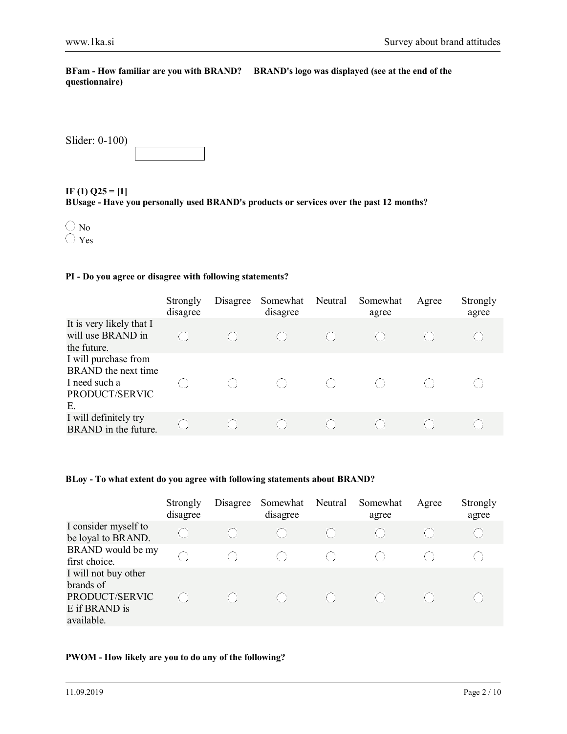**BFam - How familiar are you with BRAND? BRAND's logo was displayed (see at the end of the questionnaire)**

Slider: 0-100)

**IF (1) Q25 = [1]**
**BUsage - Have you personally used BRAND's products or services over the past 12 months?**

- ◯ No
- ◯ Yes

**PI - Do you agree or disagree with following statements?**

| | Strongly disagree | Disagree | Somewhat disagree | Neutral | Somewhat agree | Agree | Strongly agree |
|---|---|---|---|---|---|---|---|
| It is very likely that I will use BRAND in the future. | ◯ | ◯ | ◯ | ◯ | ◯ | ◯ | ◯ |
| I will purchase from BRAND the next time I need such a PRODUCT/SERVICE. | ◯ | ◯ | ◯ | ◯ | ◯ | ◯ | ◯ |
| I will definitely try BRAND in the future. | ◯ | ◯ | ◯ | ◯ | ◯ | ◯ | ◯ |

**BLoy - To what extent do you agree with following statements about BRAND?**

| | Strongly disagree | Disagree | Somewhat disagree | Neutral | Somewhat agree | Agree | Strongly agree |
|---|---|---|---|---|---|---|---|
| I consider myself to be loyal to BRAND. | ◯ | ◯ | ◯ | ◯ | ◯ | ◯ | ◯ |
| BRAND would be my first choice. | ◯ | ◯ | ◯ | ◯ | ◯ | ◯ | ◯ |
| I will not buy other brands of PRODUCT/SERVICE if BRAND is available. | ◯ | ◯ | ◯ | ◯ | ◯ | ◯ | ◯ |

**PWOM - How likely are you to do any of the following?**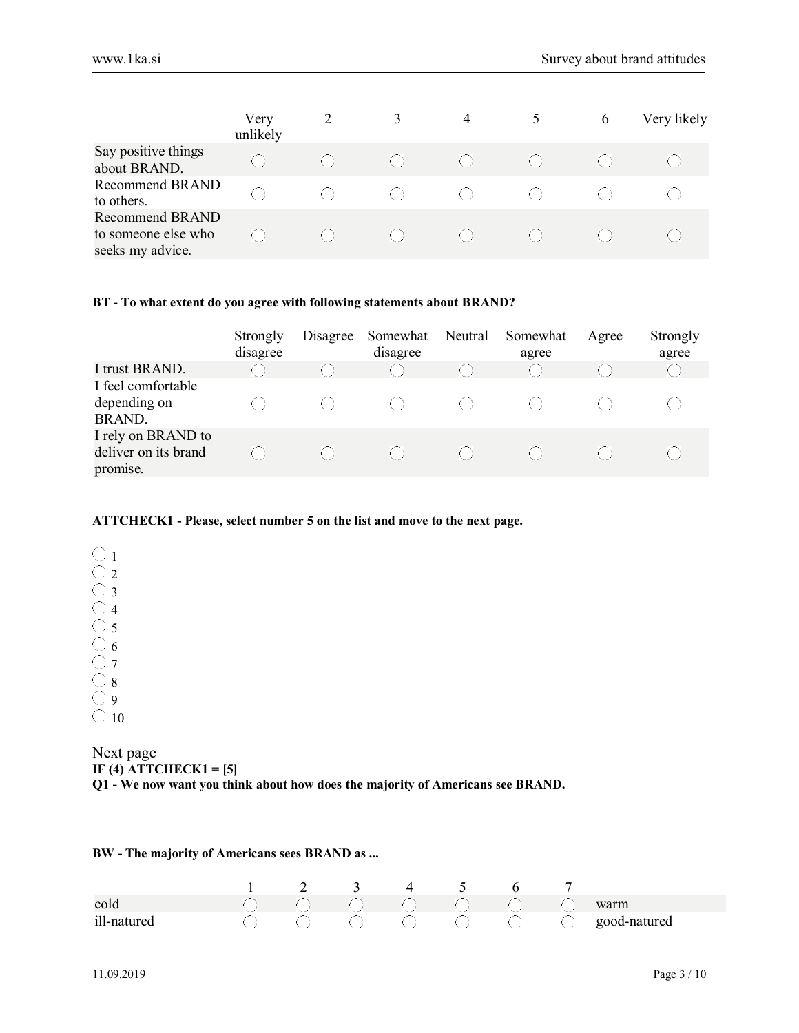| | Very unlikely | 2 | 3 | 4 | 5 | 6 | Very likely |
|---|---|---|---|---|---|---|---|
| Say positive things about BRAND. | ◯ | ◯ | ◯ | ◯ | ◯ | ◯ | ◯ |
| Recommend BRAND to others. | ◯ | ◯ | ◯ | ◯ | ◯ | ◯ | ◯ |
| Recommend BRAND to someone else who seeks my advice. | ◯ | ◯ | ◯ | ◯ | ◯ | ◯ | ◯ |

**BT - To what extent do you agree with following statements about BRAND?**

| | Strongly disagree | Disagree | Somewhat disagree | Neutral | Somewhat agree | Agree | Strongly agree |
|---|---|---|---|---|---|---|---|
| I trust BRAND. | ◯ | ◯ | ◯ | ◯ | ◯ | ◯ | ◯ |
| I feel comfortable depending on BRAND. | ◯ | ◯ | ◯ | ◯ | ◯ | ◯ | ◯ |
| I rely on BRAND to deliver on its brand promise. | ◯ | ◯ | ◯ | ◯ | ◯ | ◯ | ◯ |

**ATTCHECK1 - Please, select number 5 on the list and move to the next page.**

- ◯ 1
- ◯ 2
- ◯ 3
- ◯ 4
- ◯ 5
- ◯ 6
- ◯ 7
- ◯ 8
- ◯ 9
- ◯ 10

Next page

**IF (4) ATTCHECK1 = [5]**

**Q1 - We now want you think about how does the majority of Americans see BRAND.**

**BW - The majority of Americans sees BRAND as ...**

| | 1 | 2 | 3 | 4 | 5 | 6 | 7 | |
|---|---|---|---|---|---|---|---|---|
| cold | ◯ | ◯ | ◯ | ◯ | ◯ | ◯ | ◯ | warm |
| ill-natured | ◯ | ◯ | ◯ | ◯ | ◯ | ◯ | ◯ | good-natured |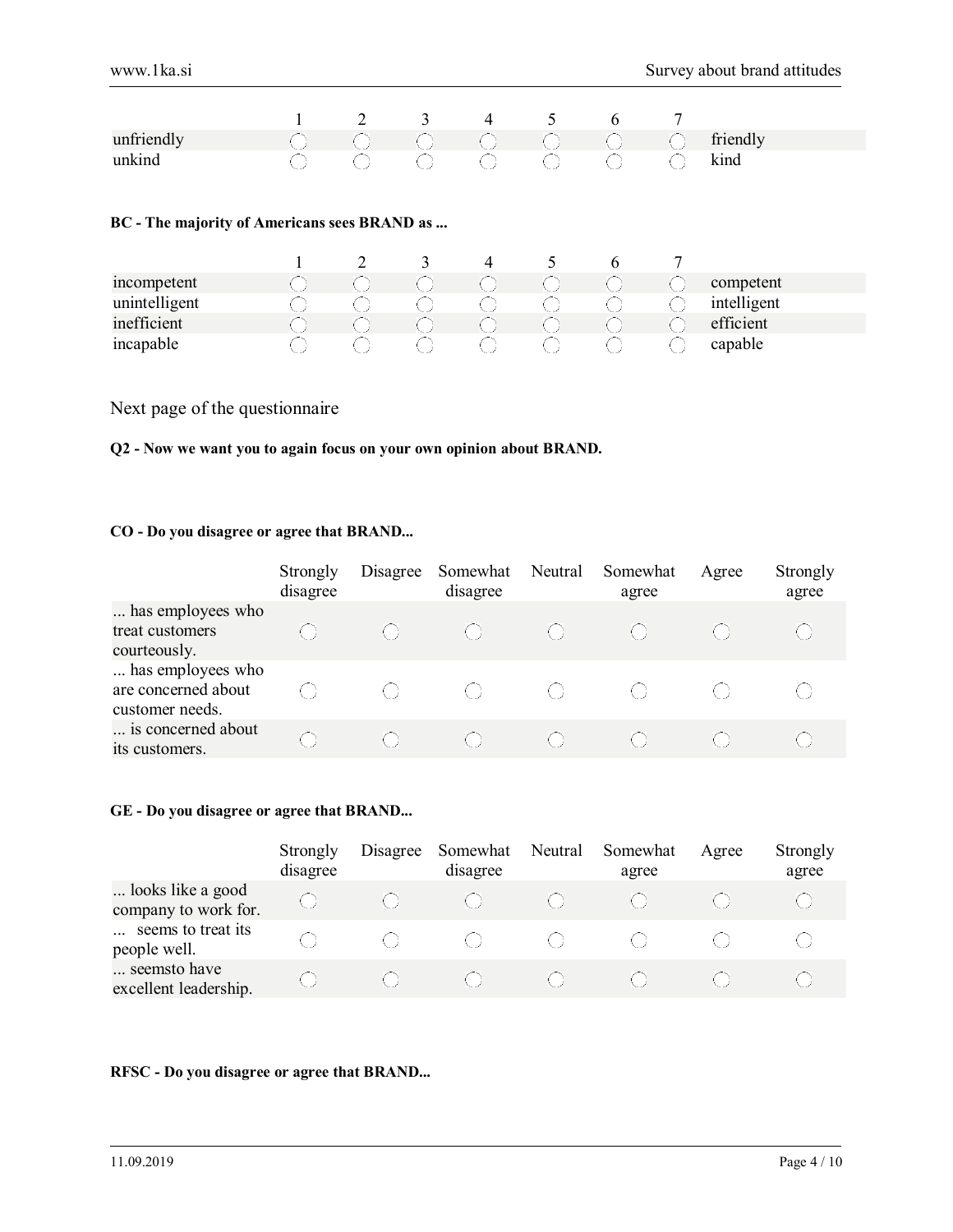| | 1 | 2 | 3 | 4 | 5 | 6 | 7 | |
|---|---|---|---|---|---|---|---|---|
| unfriendly | ◌ | ◌ | ◌ | ◌ | ◌ | ◌ | ◌ | friendly |
| unkind | ◌ | ◌ | ◌ | ◌ | ◌ | ◌ | ◌ | kind |

**BC - The majority of Americans sees BRAND as ...**

| | 1 | 2 | 3 | 4 | 5 | 6 | 7 | |
|---|---|---|---|---|---|---|---|---|
| incompetent | ◌ | ◌ | ◌ | ◌ | ◌ | ◌ | ◌ | competent |
| unintelligent | ◌ | ◌ | ◌ | ◌ | ◌ | ◌ | ◌ | intelligent |
| inefficient | ◌ | ◌ | ◌ | ◌ | ◌ | ◌ | ◌ | efficient |
| incapable | ◌ | ◌ | ◌ | ◌ | ◌ | ◌ | ◌ | capable |

Next page of the questionnaire

**Q2 - Now we want you to again focus on your own opinion about BRAND.**

**CO - Do you disagree or agree that BRAND...**

| | Strongly disagree | Disagree | Somewhat disagree | Neutral | Somewhat agree | Agree | Strongly agree |
|---|---|---|---|---|---|---|---|
| ... has employees who treat customers courteously. | ◌ | ◌ | ◌ | ◌ | ◌ | ◌ | ◌ |
| ... has employees who are concerned about customer needs. | ◌ | ◌ | ◌ | ◌ | ◌ | ◌ | ◌ |
| ... is concerned about its customers. | ◌ | ◌ | ◌ | ◌ | ◌ | ◌ | ◌ |

**GE - Do you disagree or agree that BRAND...**

| | Strongly disagree | Disagree | Somewhat disagree | Neutral | Somewhat agree | Agree | Strongly agree |
|---|---|---|---|---|---|---|---|
| ... looks like a good company to work for. | ◌ | ◌ | ◌ | ◌ | ◌ | ◌ | ◌ |
| ... seems to treat its people well. | ◌ | ◌ | ◌ | ◌ | ◌ | ◌ | ◌ |
| ... seemsto have excellent leadership. | ◌ | ◌ | ◌ | ◌ | ◌ | ◌ | ◌ |

**RFSC - Do you disagree or agree that BRAND...**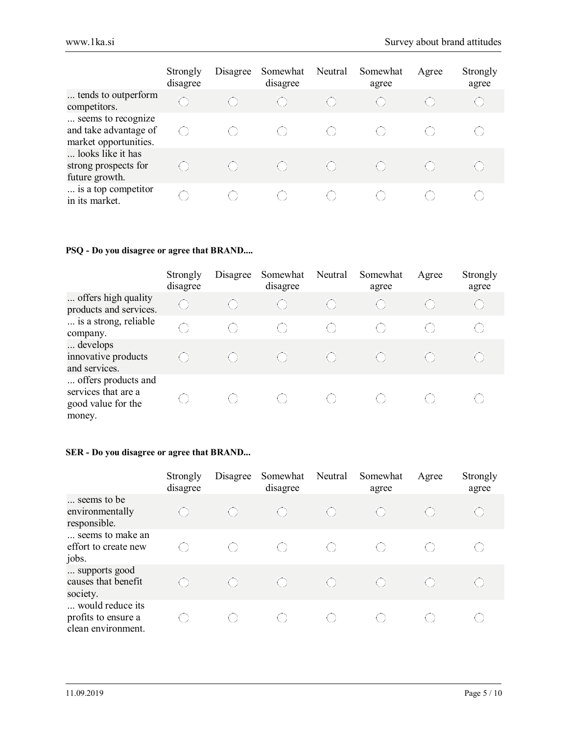| | Strongly disagree | Disagree | Somewhat disagree | Neutral | Somewhat agree | Agree | Strongly agree |
|---|---|---|---|---|---|---|---|
| ... tends to outperform competitors. | ◯ | ◯ | ◯ | ◯ | ◯ | ◯ | ◯ |
| ... seems to recognize and take advantage of market opportunities. | ◯ | ◯ | ◯ | ◯ | ◯ | ◯ | ◯ |
| ... looks like it has strong prospects for future growth. | ◯ | ◯ | ◯ | ◯ | ◯ | ◯ | ◯ |
| ... is a top competitor in its market. | ◯ | ◯ | ◯ | ◯ | ◯ | ◯ | ◯ |

**PSQ - Do you disagree or agree that BRAND....**

| | Strongly disagree | Disagree | Somewhat disagree | Neutral | Somewhat agree | Agree | Strongly agree |
|---|---|---|---|---|---|---|---|
| ... offers high quality products and services. | ◯ | ◯ | ◯ | ◯ | ◯ | ◯ | ◯ |
| ... is a strong, reliable company. | ◯ | ◯ | ◯ | ◯ | ◯ | ◯ | ◯ |
| ... develops innovative products and services. | ◯ | ◯ | ◯ | ◯ | ◯ | ◯ | ◯ |
| ... offers products and services that are a good value for the money. | ◯ | ◯ | ◯ | ◯ | ◯ | ◯ | ◯ |

**SER - Do you disagree or agree that BRAND...**

| | Strongly disagree | Disagree | Somewhat disagree | Neutral | Somewhat agree | Agree | Strongly agree |
|---|---|---|---|---|---|---|---|
| ... seems to be environmentally responsible. | ◯ | ◯ | ◯ | ◯ | ◯ | ◯ | ◯ |
| ... seems to make an effort to create new jobs. | ◯ | ◯ | ◯ | ◯ | ◯ | ◯ | ◯ |
| ... supports good causes that benefit society. | ◯ | ◯ | ◯ | ◯ | ◯ | ◯ | ◯ |
| ... would reduce its profits to ensure a clean environment. | ◯ | ◯ | ◯ | ◯ | ◯ | ◯ | ◯ |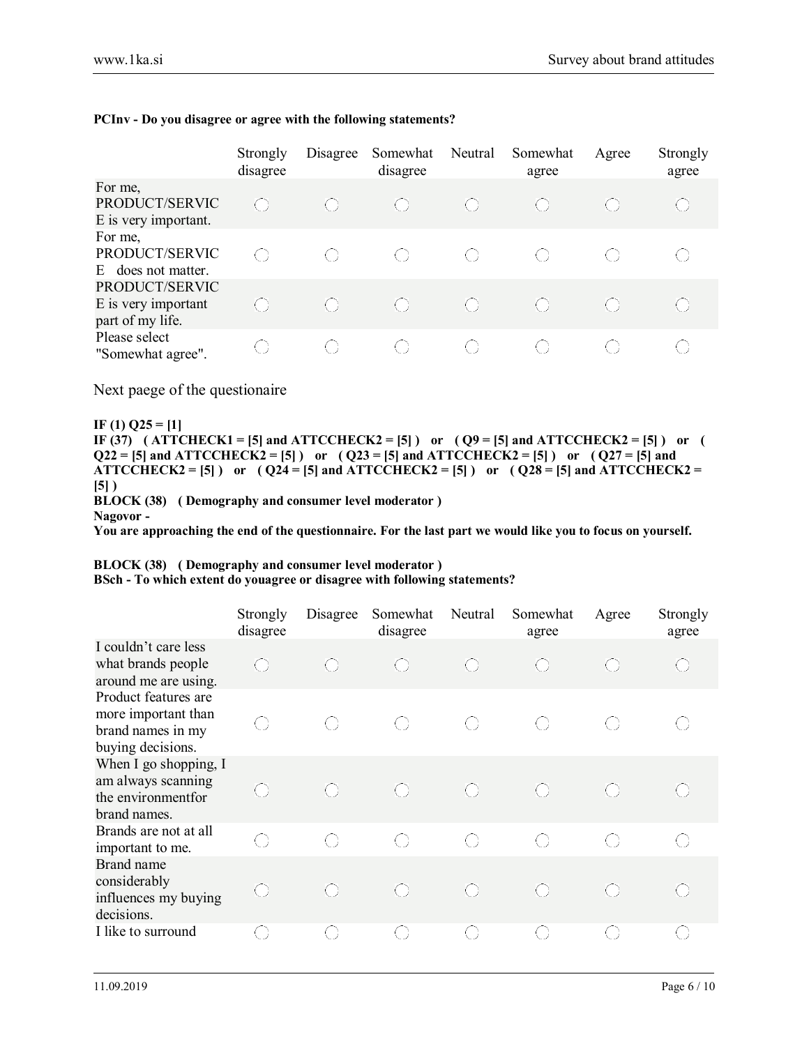**PCInv - Do you disagree or agree with the following statements?**

| | Strongly disagree | Disagree | Somewhat disagree | Neutral | Somewhat agree | Agree | Strongly agree |
|---|---|---|---|---|---|---|---|
| For me, PRODUCT/SERVICE is very important. | ◯ | ◯ | ◯ | ◯ | ◯ | ◯ | ◯ |
| For me, PRODUCT/SERVICE does not matter. | ◯ | ◯ | ◯ | ◯ | ◯ | ◯ | ◯ |
| PRODUCT/SERVICE is very important part of my life. | ◯ | ◯ | ◯ | ◯ | ◯ | ◯ | ◯ |
| Please select "Somewhat agree". | ◯ | ◯ | ◯ | ◯ | ◯ | ◯ | ◯ |

Next paege of the questionaire

**IF (1) Q25 = [1]**
**IF (37) ( ATTCHECK1 = [5] and ATTCCHECK2 = [5] ) or ( Q9 = [5] and ATTCCHECK2 = [5] ) or ( Q22 = [5] and ATTCCHECK2 = [5] ) or ( Q23 = [5] and ATTCCHECK2 = [5] ) or ( Q27 = [5] and ATTCCHECK2 = [5] ) or ( Q24 = [5] and ATTCCHECK2 = [5] ) or ( Q28 = [5] and ATTCCHECK2 = [5] )**
**BLOCK (38) ( Demography and consumer level moderator )**
**Nagovor -**
**You are approaching the end of the questionnaire. For the last part we would like you to focus on yourself.**

**BLOCK (38) ( Demography and consumer level moderator )**
**BSch - To which extent do youagree or disagree with following statements?**

| | Strongly disagree | Disagree | Somewhat disagree | Neutral | Somewhat agree | Agree | Strongly agree |
|---|---|---|---|---|---|---|---|
| I couldn't care less what brands people around me are using. | ◯ | ◯ | ◯ | ◯ | ◯ | ◯ | ◯ |
| Product features are more important than brand names in my buying decisions. | ◯ | ◯ | ◯ | ◯ | ◯ | ◯ | ◯ |
| When I go shopping, I am always scanning the environmentfor brand names. | ◯ | ◯ | ◯ | ◯ | ◯ | ◯ | ◯ |
| Brands are not at all important to me. | ◯ | ◯ | ◯ | ◯ | ◯ | ◯ | ◯ |
| Brand name considerably influences my buying decisions. | ◯ | ◯ | ◯ | ◯ | ◯ | ◯ | ◯ |
| I like to surround | ◯ | ◯ | ◯ | ◯ | ◯ | ◯ | ◯ |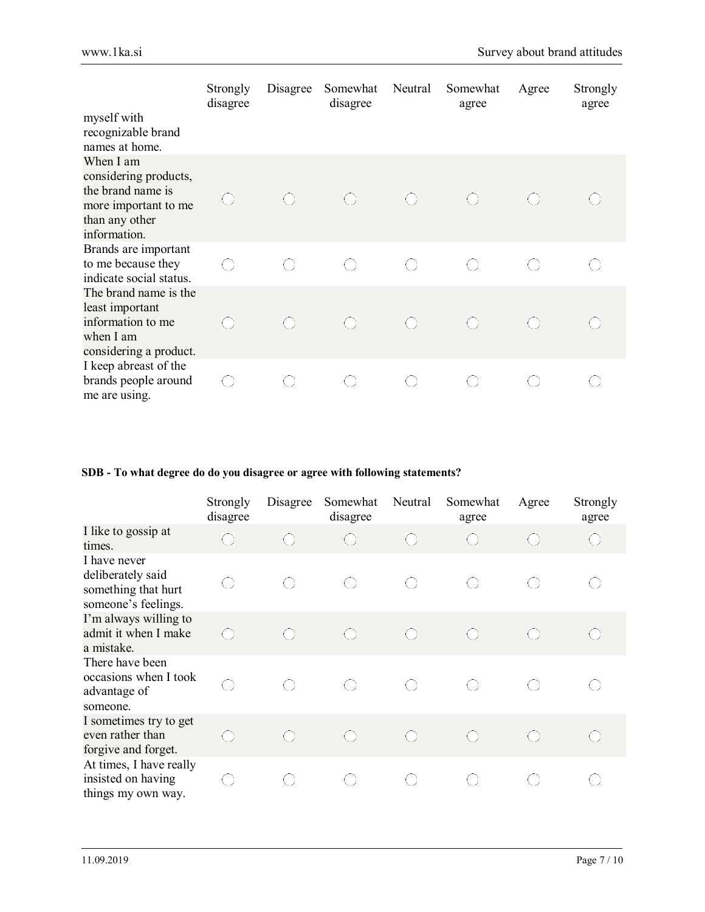| | Strongly disagree | Disagree | Somewhat disagree | Neutral | Somewhat agree | Agree | Strongly agree |
|---|---|---|---|---|---|---|---|
| myself with recognizable brand names at home. | | | | | | | |
| When I am considering products, the brand name is more important to me than any other information. | ◯ | ◯ | ◯ | ◯ | ◯ | ◯ | ◯ |
| Brands are important to me because they indicate social status. | ◯ | ◯ | ◯ | ◯ | ◯ | ◯ | ◯ |
| The brand name is the least important information to me when I am considering a product. | ◯ | ◯ | ◯ | ◯ | ◯ | ◯ | ◯ |
| I keep abreast of the brands people around me are using. | ◯ | ◯ | ◯ | ◯ | ◯ | ◯ | ◯ |

**SDB - To what degree do do you disagree or agree with following statements?**

| | Strongly disagree | Disagree | Somewhat disagree | Neutral | Somewhat agree | Agree | Strongly agree |
|---|---|---|---|---|---|---|---|
| I like to gossip at times. | ◯ | ◯ | ◯ | ◯ | ◯ | ◯ | ◯ |
| I have never deliberately said something that hurt someone's feelings. | ◯ | ◯ | ◯ | ◯ | ◯ | ◯ | ◯ |
| I'm always willing to admit it when I make a mistake. | ◯ | ◯ | ◯ | ◯ | ◯ | ◯ | ◯ |
| There have been occasions when I took advantage of someone. | ◯ | ◯ | ◯ | ◯ | ◯ | ◯ | ◯ |
| I sometimes try to get even rather than forgive and forget. | ◯ | ◯ | ◯ | ◯ | ◯ | ◯ | ◯ |
| At times, I have really insisted on having things my own way. | ◯ | ◯ | ◯ | ◯ | ◯ | ◯ | ◯ |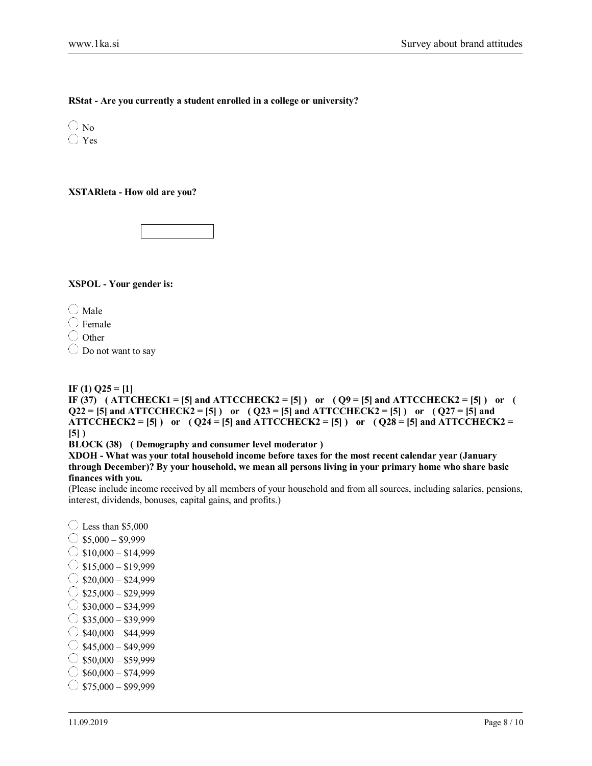**RStat - Are you currently a student enrolled in a college or university?**

- ◯ No
- ◯ Yes

**XSTARleta - How old are you?**

[ ]

**XSPOL - Your gender is:**

- ◯ Male
- ◯ Female
- ◯ Other
- ◯ Do not want to say

**IF (1) Q25 = [1]**
**IF (37) ( ATTCHECK1 = [5] and ATTCCHECK2 = [5] ) or ( Q9 = [5] and ATTCCHECK2 = [5] ) or ( Q22 = [5] and ATTCCHECK2 = [5] ) or ( Q23 = [5] and ATTCCHECK2 = [5] ) or ( Q27 = [5] and ATTCCHECK2 = [5] ) or ( Q24 = [5] and ATTCCHECK2 = [5] ) or ( Q28 = [5] and ATTCCHECK2 = [5] )**
**BLOCK (38) ( Demography and consumer level moderator )**
**XDOH - What was your total household income before taxes for the most recent calendar year (January through December)? By your household, we mean all persons living in your primary home who share basic finances with you.**
(Please include income received by all members of your household and from all sources, including salaries, pensions, interest, dividends, bonuses, capital gains, and profits.)

- ◯ Less than $5,000
- ◯ $5,000 – $9,999
- ◯ $10,000 – $14,999
- ◯ $15,000 – $19,999
- ◯ $20,000 – $24,999
- ◯ $25,000 – $29,999
- ◯ $30,000 – $34,999
- ◯ $35,000 – $39,999
- ◯ $40,000 – $44,999
- ◯ $45,000 – $49,999
- ◯ $50,000 – $59,999
- ◯ $60,000 – $74,999
- ◯ $75,000 – $99,999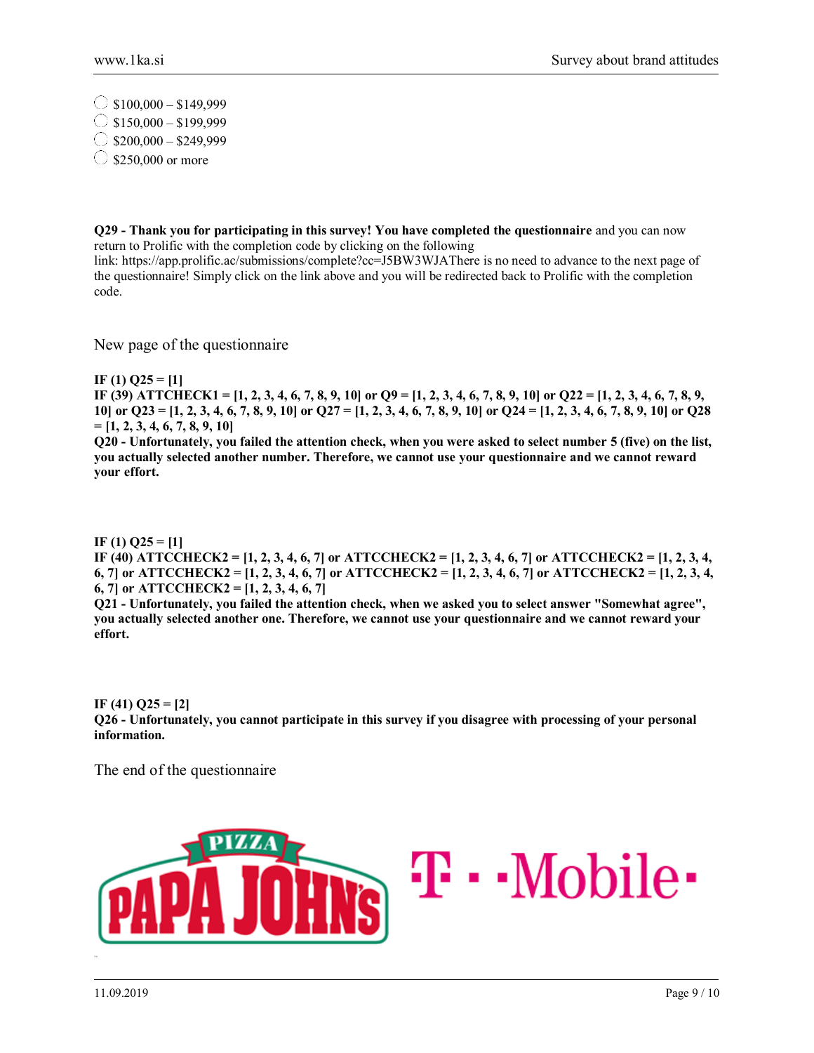- $100,000 – $149,999
- $150,000 – $199,999
- $200,000 – $249,999
- $250,000 or more

**Q29 - Thank you for participating in this survey! You have completed the questionnaire** and you can now return to Prolific with the completion code by clicking on the following link: https://app.prolific.ac/submissions/complete?cc=J5BW3WJAThere is no need to advance to the next page of the questionnaire! Simply click on the link above and you will be redirected back to Prolific with the completion code.

New page of the questionnaire

**IF (1) Q25 = [1]**
**IF (39) ATTCHECK1 = [1, 2, 3, 4, 6, 7, 8, 9, 10] or Q9 = [1, 2, 3, 4, 6, 7, 8, 9, 10] or Q22 = [1, 2, 3, 4, 6, 7, 8, 9, 10] or Q23 = [1, 2, 3, 4, 6, 7, 8, 9, 10] or Q27 = [1, 2, 3, 4, 6, 7, 8, 9, 10] or Q24 = [1, 2, 3, 4, 6, 7, 8, 9, 10] or Q28 = [1, 2, 3, 4, 6, 7, 8, 9, 10]**
**Q20 - Unfortunately, you failed the attention check, when you were asked to select number 5 (five) on the list, you actually selected another number. Therefore, we cannot use your questionnaire and we cannot reward your effort.**

**IF (1) Q25 = [1]**
**IF (40) ATTCCHECK2 = [1, 2, 3, 4, 6, 7] or ATTCCHECK2 = [1, 2, 3, 4, 6, 7] or ATTCCHECK2 = [1, 2, 3, 4, 6, 7] or ATTCCHECK2 = [1, 2, 3, 4, 6, 7] or ATTCCHECK2 = [1, 2, 3, 4, 6, 7] or ATTCCHECK2 = [1, 2, 3, 4, 6, 7]**
**Q21 - Unfortunately, you failed the attention check, when we asked you to select answer "Somewhat agree", you actually selected another one. Therefore, we cannot use your questionnaire and we cannot reward your effort.**

**IF (41) Q25 = [2]**
**Q26 - Unfortunately, you cannot participate in this survey if you disagree with processing of your personal information.**

The end of the questionnaire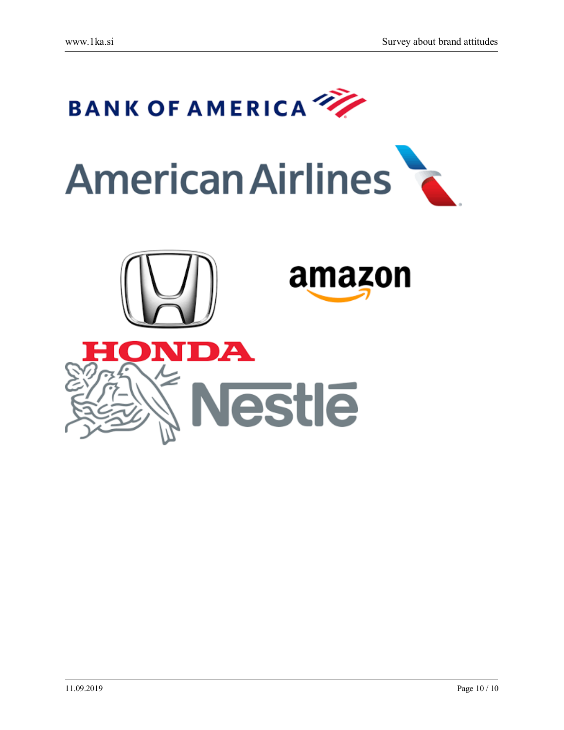BANK OF AMERICA

American Airlines

amazon

HONDA

Nestlé